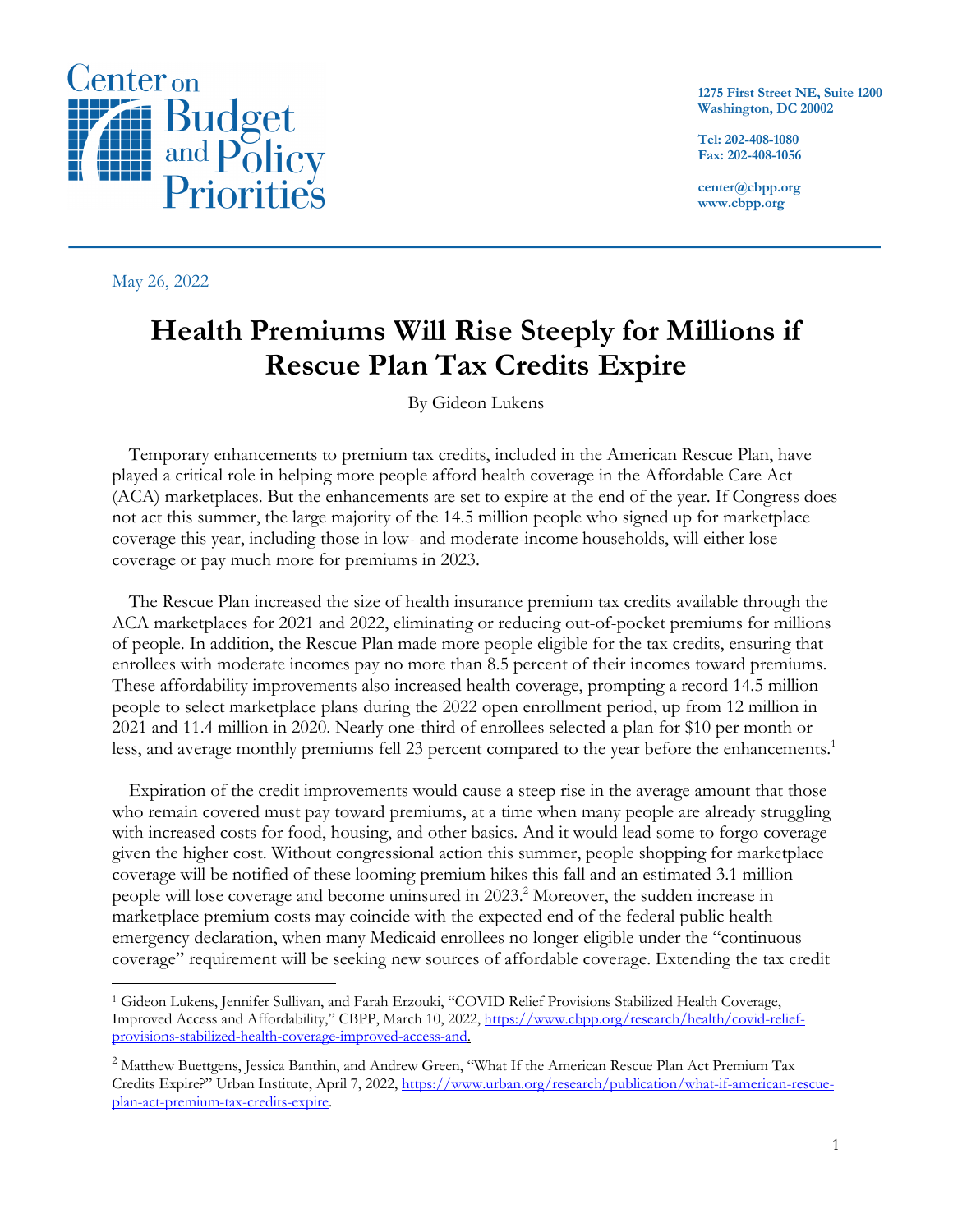Center on Budget and Policy Priorities

1275 First Street NE, Suite 1200
Washington, DC 20002

Tel: 202-408-1080
Fax: 202-408-1056

center@cbpp.org
www.cbpp.org

May 26, 2022

# Health Premiums Will Rise Steeply for Millions if Rescue Plan Tax Credits Expire

By Gideon Lukens

Temporary enhancements to premium tax credits, included in the American Rescue Plan, have played a critical role in helping more people afford health coverage in the Affordable Care Act (ACA) marketplaces. But the enhancements are set to expire at the end of the year. If Congress does not act this summer, the large majority of the 14.5 million people who signed up for marketplace coverage this year, including those in low- and moderate-income households, will either lose coverage or pay much more for premiums in 2023.

The Rescue Plan increased the size of health insurance premium tax credits available through the ACA marketplaces for 2021 and 2022, eliminating or reducing out-of-pocket premiums for millions of people. In addition, the Rescue Plan made more people eligible for the tax credits, ensuring that enrollees with moderate incomes pay no more than 8.5 percent of their incomes toward premiums. These affordability improvements also increased health coverage, prompting a record 14.5 million people to select marketplace plans during the 2022 open enrollment period, up from 12 million in 2021 and 11.4 million in 2020. Nearly one-third of enrollees selected a plan for $10 per month or less, and average monthly premiums fell 23 percent compared to the year before the enhancements.[1]

Expiration of the credit improvements would cause a steep rise in the average amount that those who remain covered must pay toward premiums, at a time when many people are already struggling with increased costs for food, housing, and other basics. And it would lead some to forgo coverage given the higher cost. Without congressional action this summer, people shopping for marketplace coverage will be notified of these looming premium hikes this fall and an estimated 3.1 million people will lose coverage and become uninsured in 2023.[2] Moreover, the sudden increase in marketplace premium costs may coincide with the expected end of the federal public health emergency declaration, when many Medicaid enrollees no longer eligible under the "continuous coverage" requirement will be seeking new sources of affordable coverage. Extending the tax credit

---

[1] Gideon Lukens, Jennifer Sullivan, and Farah Erzouki, "COVID Relief Provisions Stabilized Health Coverage, Improved Access and Affordability," CBPP, March 10, 2022, https://www.cbpp.org/research/health/covid-relief-provisions-stabilized-health-coverage-improved-access-and.

[2] Matthew Buettgens, Jessica Banthin, and Andrew Green, "What If the American Rescue Plan Act Premium Tax Credits Expire?" Urban Institute, April 7, 2022, https://www.urban.org/research/publication/what-if-american-rescue-plan-act-premium-tax-credits-expire.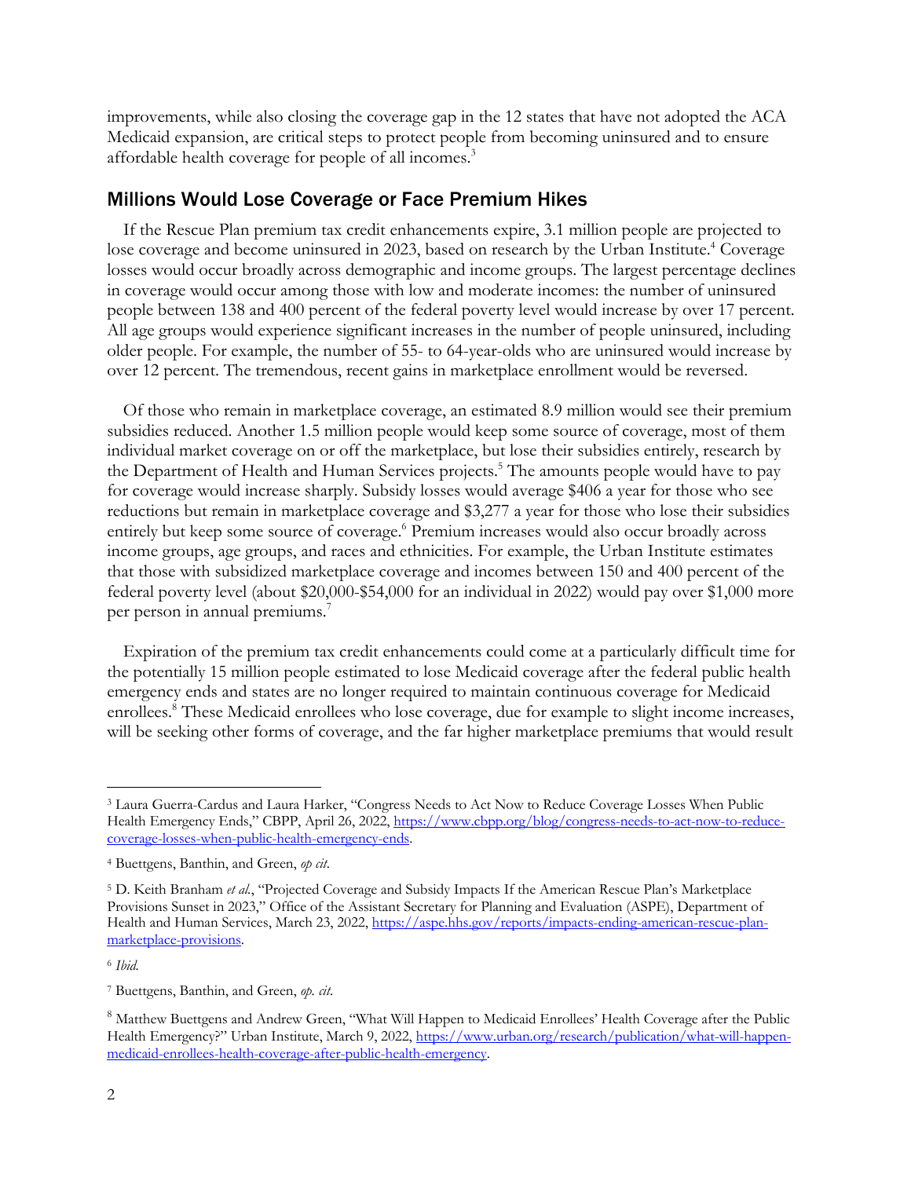improvements, while also closing the coverage gap in the 12 states that have not adopted the ACA Medicaid expansion, are critical steps to protect people from becoming uninsured and to ensure affordable health coverage for people of all incomes.[3]

## Millions Would Lose Coverage or Face Premium Hikes

If the Rescue Plan premium tax credit enhancements expire, 3.1 million people are projected to lose coverage and become uninsured in 2023, based on research by the Urban Institute.[4] Coverage losses would occur broadly across demographic and income groups. The largest percentage declines in coverage would occur among those with low and moderate incomes: the number of uninsured people between 138 and 400 percent of the federal poverty level would increase by over 17 percent. All age groups would experience significant increases in the number of people uninsured, including older people. For example, the number of 55- to 64-year-olds who are uninsured would increase by over 12 percent. The tremendous, recent gains in marketplace enrollment would be reversed.

Of those who remain in marketplace coverage, an estimated 8.9 million would see their premium subsidies reduced. Another 1.5 million people would keep some source of coverage, most of them individual market coverage on or off the marketplace, but lose their subsidies entirely, research by the Department of Health and Human Services projects.[5] The amounts people would have to pay for coverage would increase sharply. Subsidy losses would average $406 a year for those who see reductions but remain in marketplace coverage and $3,277 a year for those who lose their subsidies entirely but keep some source of coverage.[6] Premium increases would also occur broadly across income groups, age groups, and races and ethnicities. For example, the Urban Institute estimates that those with subsidized marketplace coverage and incomes between 150 and 400 percent of the federal poverty level (about $20,000-$54,000 for an individual in 2022) would pay over $1,000 more per person in annual premiums.[7]

Expiration of the premium tax credit enhancements could come at a particularly difficult time for the potentially 15 million people estimated to lose Medicaid coverage after the federal public health emergency ends and states are no longer required to maintain continuous coverage for Medicaid enrollees.[8] These Medicaid enrollees who lose coverage, due for example to slight income increases, will be seeking other forms of coverage, and the far higher marketplace premiums that would result

---

[3] Laura Guerra-Cardus and Laura Harker, "Congress Needs to Act Now to Reduce Coverage Losses When Public Health Emergency Ends," CBPP, April 26, 2022, https://www.cbpp.org/blog/congress-needs-to-act-now-to-reduce-coverage-losses-when-public-health-emergency-ends.

[4] Buettgens, Banthin, and Green, *op cit*.

[5] D. Keith Branham *et al.*, "Projected Coverage and Subsidy Impacts If the American Rescue Plan's Marketplace Provisions Sunset in 2023," Office of the Assistant Secretary for Planning and Evaluation (ASPE), Department of Health and Human Services, March 23, 2022, https://aspe.hhs.gov/reports/impacts-ending-american-rescue-plan-marketplace-provisions.

[6] *Ibid.*

[7] Buettgens, Banthin, and Green, *op. cit*.

[8] Matthew Buettgens and Andrew Green, "What Will Happen to Medicaid Enrollees' Health Coverage after the Public Health Emergency?" Urban Institute, March 9, 2022, https://www.urban.org/research/publication/what-will-happen-medicaid-enrollees-health-coverage-after-public-health-emergency.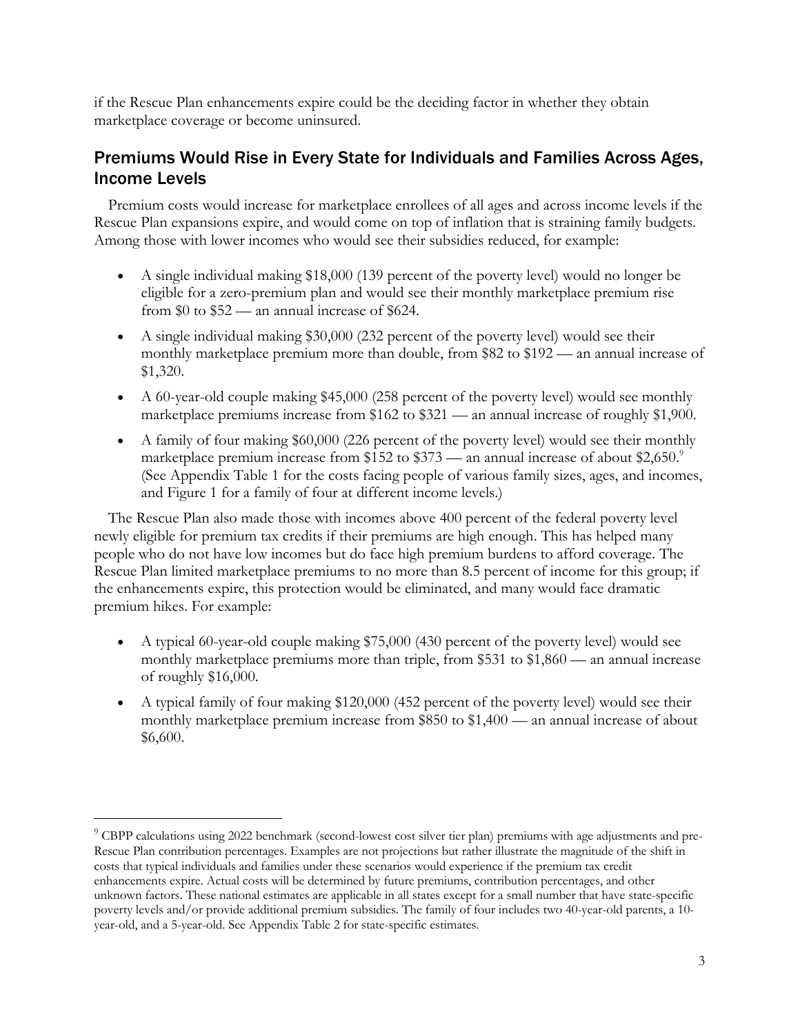if the Rescue Plan enhancements expire could be the deciding factor in whether they obtain marketplace coverage or become uninsured.

## Premiums Would Rise in Every State for Individuals and Families Across Ages, Income Levels

Premium costs would increase for marketplace enrollees of all ages and across income levels if the Rescue Plan expansions expire, and would come on top of inflation that is straining family budgets. Among those with lower incomes who would see their subsidies reduced, for example:

- A single individual making $18,000 (139 percent of the poverty level) would no longer be eligible for a zero-premium plan and would see their monthly marketplace premium rise from $0 to $52 — an annual increase of $624.
- A single individual making $30,000 (232 percent of the poverty level) would see their monthly marketplace premium more than double, from $82 to $192 — an annual increase of $1,320.
- A 60-year-old couple making $45,000 (258 percent of the poverty level) would see monthly marketplace premiums increase from $162 to $321 — an annual increase of roughly $1,900.
- A family of four making $60,000 (226 percent of the poverty level) would see their monthly marketplace premium increase from $152 to $373 — an annual increase of about $2,650.[9] (See Appendix Table 1 for the costs facing people of various family sizes, ages, and incomes, and Figure 1 for a family of four at different income levels.)

The Rescue Plan also made those with incomes above 400 percent of the federal poverty level newly eligible for premium tax credits if their premiums are high enough. This has helped many people who do not have low incomes but do face high premium burdens to afford coverage. The Rescue Plan limited marketplace premiums to no more than 8.5 percent of income for this group; if the enhancements expire, this protection would be eliminated, and many would face dramatic premium hikes. For example:

- A typical 60-year-old couple making $75,000 (430 percent of the poverty level) would see monthly marketplace premiums more than triple, from $531 to $1,860 — an annual increase of roughly $16,000.
- A typical family of four making $120,000 (452 percent of the poverty level) would see their monthly marketplace premium increase from $850 to $1,400 — an annual increase of about $6,600.

---

[9] CBPP calculations using 2022 benchmark (second-lowest cost silver tier plan) premiums with age adjustments and pre-Rescue Plan contribution percentages. Examples are not projections but rather illustrate the magnitude of the shift in costs that typical individuals and families under these scenarios would experience if the premium tax credit enhancements expire. Actual costs will be determined by future premiums, contribution percentages, and other unknown factors. These national estimates are applicable in all states except for a small number that have state-specific poverty levels and/or provide additional premium subsidies. The family of four includes two 40-year-old parents, a 10-year-old, and a 5-year-old. See Appendix Table 2 for state-specific estimates.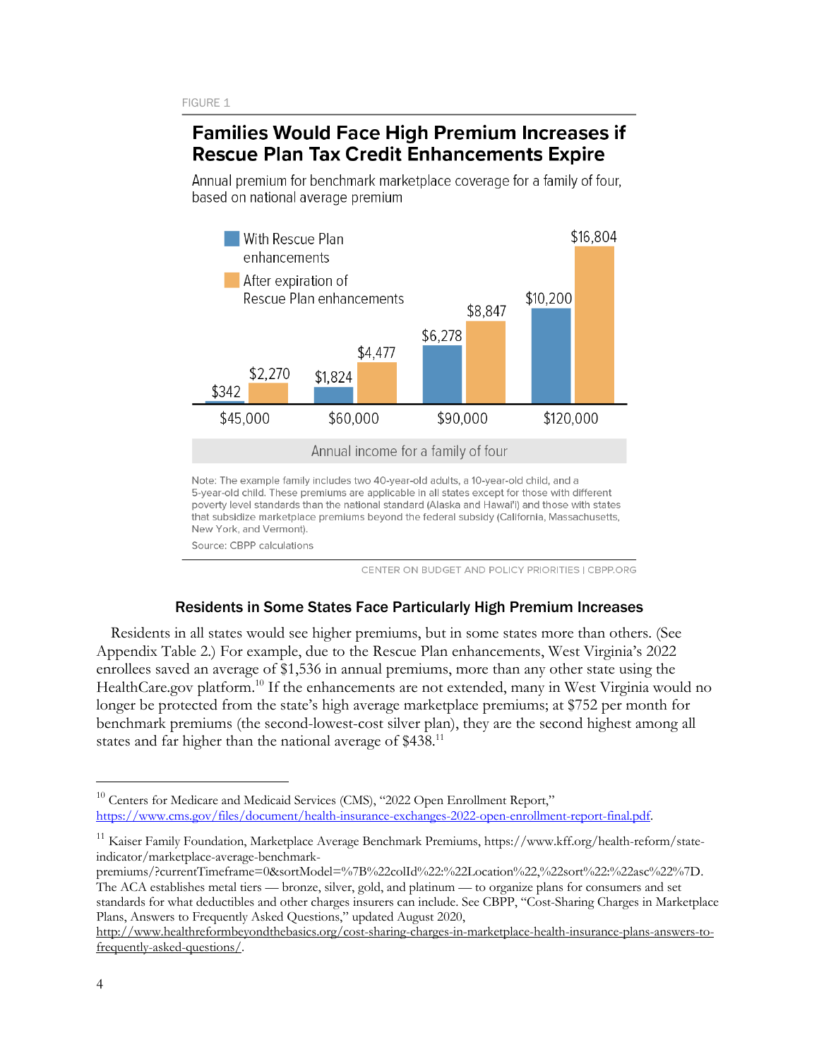FIGURE 1

## Families Would Face High Premium Increases if Rescue Plan Tax Credit Enhancements Expire

Annual premium for benchmark marketplace coverage for a family of four, based on national average premium

| Annual income for a family of four | With Rescue Plan enhancements | After expiration of Rescue Plan enhancements |
| --- | --- | --- |
| $45,000 | $342 | $2,270 |
| $60,000 | $1,824 | $4,477 |
| $90,000 | $6,278 | $8,847 |
| $120,000 | $10,200 | $16,804 |

Note: The example family includes two 40-year-old adults, a 10-year-old child, and a 5-year-old child. These premiums are applicable in all states except for those with different poverty level standards than the national standard (Alaska and Hawai'i) and those with states that subsidize marketplace premiums beyond the federal subsidy (California, Massachusetts, New York, and Vermont).

Source: CBPP calculations

CENTER ON BUDGET AND POLICY PRIORITIES | CBPP.ORG

### Residents in Some States Face Particularly High Premium Increases

Residents in all states would see higher premiums, but in some states more than others. (See Appendix Table 2.) For example, due to the Rescue Plan enhancements, West Virginia's 2022 enrollees saved an average of $1,536 in annual premiums, more than any other state using the HealthCare.gov platform.[10] If the enhancements are not extended, many in West Virginia would no longer be protected from the state's high average marketplace premiums; at $752 per month for benchmark premiums (the second-lowest-cost silver plan), they are the second highest among all states and far higher than the national average of $438.[11]

---

[10] Centers for Medicare and Medicaid Services (CMS), "2022 Open Enrollment Report," https://www.cms.gov/files/document/health-insurance-exchanges-2022-open-enrollment-report-final.pdf.

[11] Kaiser Family Foundation, Marketplace Average Benchmark Premiums, https://www.kff.org/health-reform/state-indicator/marketplace-average-benchmark-premiums/?currentTimeframe=0&sortModel=%7B%22colId%22:%22Location%22,%22sort%22:%22asc%22%7D. The ACA establishes metal tiers — bronze, silver, gold, and platinum — to organize plans for consumers and set standards for what deductibles and other charges insurers can include. See CBPP, "Cost-Sharing Charges in Marketplace Plans, Answers to Frequently Asked Questions," updated August 2020, http://www.healthreformbeyondthebasics.org/cost-sharing-charges-in-marketplace-health-insurance-plans-answers-to-frequently-asked-questions/.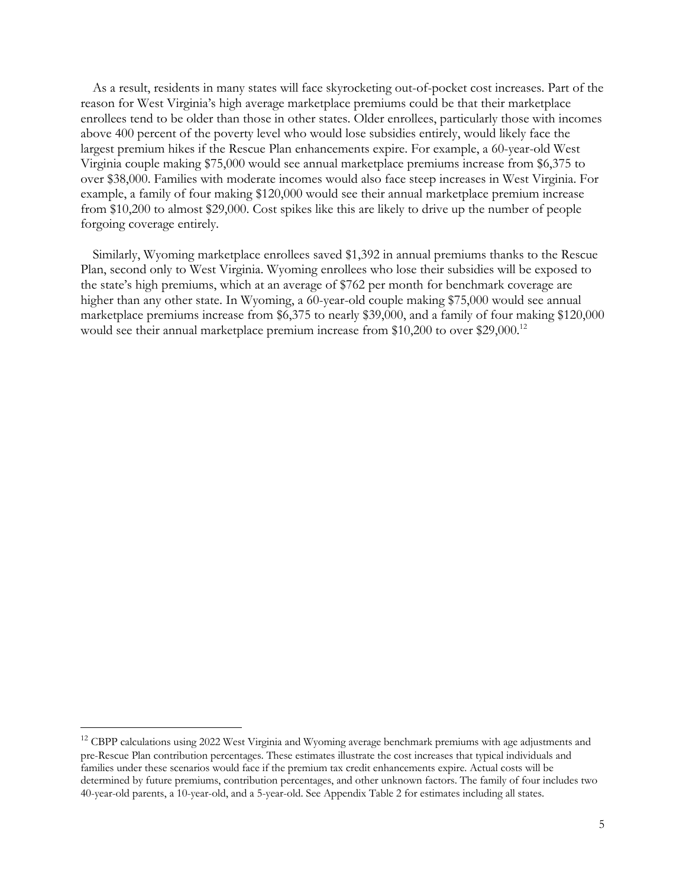As a result, residents in many states will face skyrocketing out-of-pocket cost increases. Part of the reason for West Virginia's high average marketplace premiums could be that their marketplace enrollees tend to be older than those in other states. Older enrollees, particularly those with incomes above 400 percent of the poverty level who would lose subsidies entirely, would likely face the largest premium hikes if the Rescue Plan enhancements expire. For example, a 60-year-old West Virginia couple making $75,000 would see annual marketplace premiums increase from $6,375 to over $38,000. Families with moderate incomes would also face steep increases in West Virginia. For example, a family of four making $120,000 would see their annual marketplace premium increase from $10,200 to almost $29,000. Cost spikes like this are likely to drive up the number of people forgoing coverage entirely.

Similarly, Wyoming marketplace enrollees saved $1,392 in annual premiums thanks to the Rescue Plan, second only to West Virginia. Wyoming enrollees who lose their subsidies will be exposed to the state's high premiums, which at an average of $762 per month for benchmark coverage are higher than any other state. In Wyoming, a 60-year-old couple making $75,000 would see annual marketplace premiums increase from $6,375 to nearly $39,000, and a family of four making $120,000 would see their annual marketplace premium increase from $10,200 to over $29,000.[12]

[12] CBPP calculations using 2022 West Virginia and Wyoming average benchmark premiums with age adjustments and pre-Rescue Plan contribution percentages. These estimates illustrate the cost increases that typical individuals and families under these scenarios would face if the premium tax credit enhancements expire. Actual costs will be determined by future premiums, contribution percentages, and other unknown factors. The family of four includes two 40-year-old parents, a 10-year-old, and a 5-year-old. See Appendix Table 2 for estimates including all states.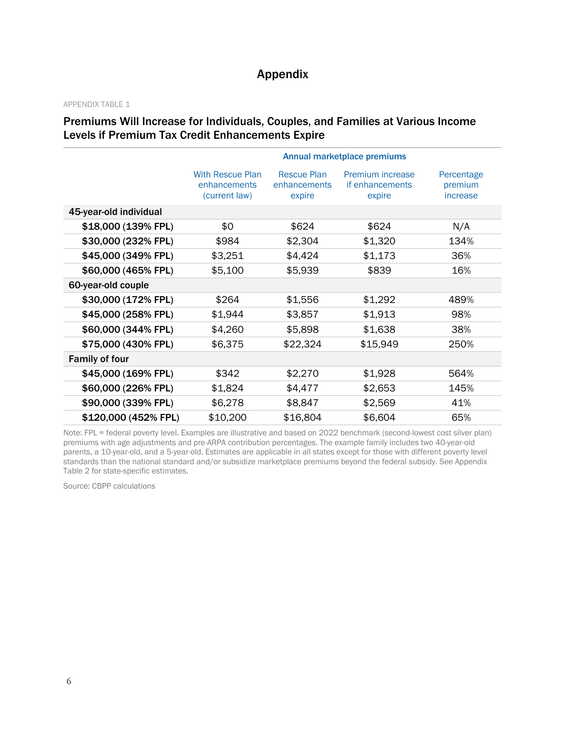# Appendix

APPENDIX TABLE 1

### Premiums Will Increase for Individuals, Couples, and Families at Various Income Levels if Premium Tax Credit Enhancements Expire

| | Annual marketplace premiums | | | |
|---|---|---|---|---|
| | With Rescue Plan enhancements (current law) | Rescue Plan enhancements expire | Premium increase if enhancements expire | Percentage premium increase |
| **45-year-old individual** | | | | |
| **$18,000 (139% FPL)** | $0 | $624 | $624 | N/A |
| **$30,000 (232% FPL)** | $984 | $2,304 | $1,320 | 134% |
| **$45,000 (349% FPL)** | $3,251 | $4,424 | $1,173 | 36% |
| **$60,000 (465% FPL)** | $5,100 | $5,939 | $839 | 16% |
| **60-year-old couple** | | | | |
| **$30,000 (172% FPL)** | $264 | $1,556 | $1,292 | 489% |
| **$45,000 (258% FPL)** | $1,944 | $3,857 | $1,913 | 98% |
| **$60,000 (344% FPL)** | $4,260 | $5,898 | $1,638 | 38% |
| **$75,000 (430% FPL)** | $6,375 | $22,324 | $15,949 | 250% |
| **Family of four** | | | | |
| **$45,000 (169% FPL)** | $342 | $2,270 | $1,928 | 564% |
| **$60,000 (226% FPL)** | $1,824 | $4,477 | $2,653 | 145% |
| **$90,000 (339% FPL)** | $6,278 | $8,847 | $2,569 | 41% |
| **$120,000 (452% FPL)** | $10,200 | $16,804 | $6,604 | 65% |

Note: FPL = federal poverty level. Examples are illustrative and based on 2022 benchmark (second-lowest cost silver plan) premiums with age adjustments and pre-ARPA contribution percentages. The example family includes two 40-year-old parents, a 10-year-old, and a 5-year-old. Estimates are applicable in all states except for those with different poverty level standards than the national standard and/or subsidize marketplace premiums beyond the federal subsidy. See Appendix Table 2 for state-specific estimates.

Source: CBPP calculations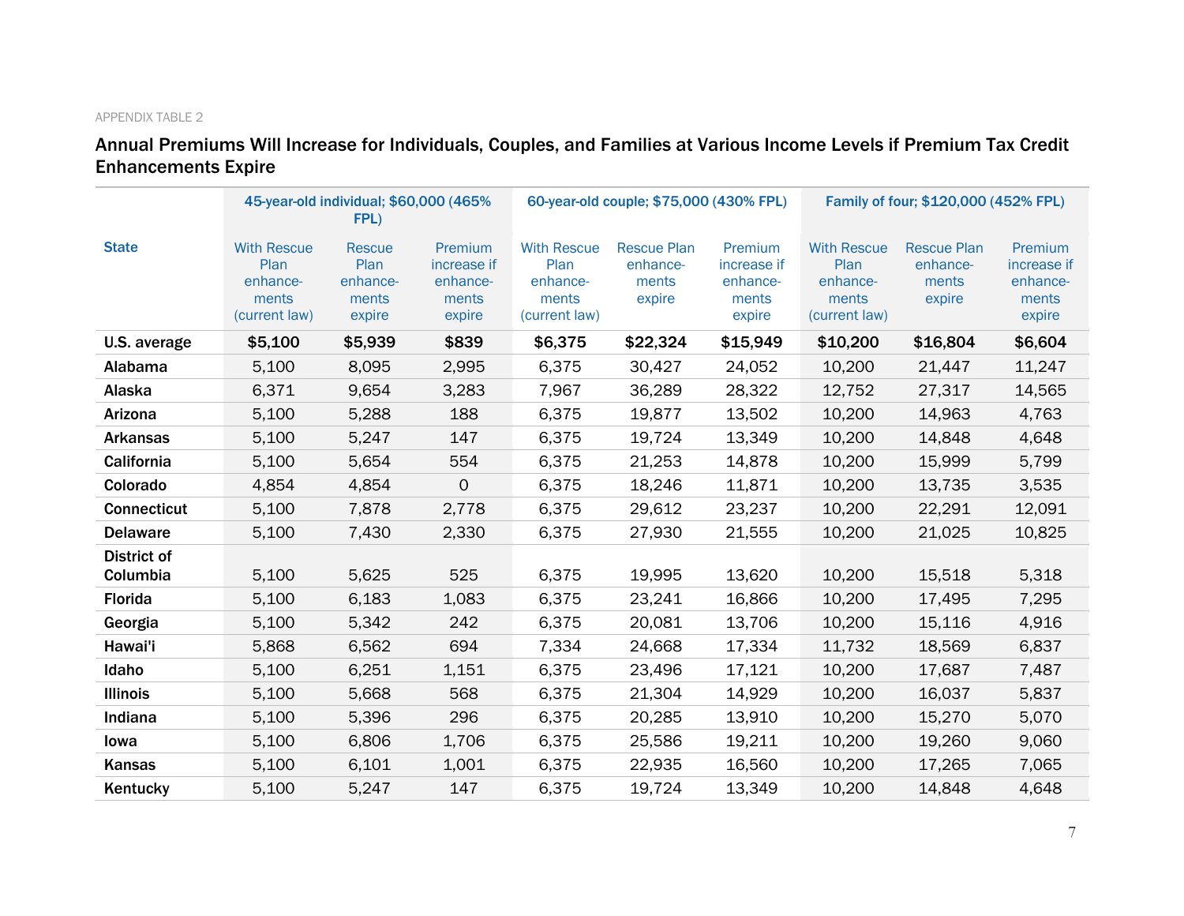APPENDIX TABLE 2

## Annual Premiums Will Increase for Individuals, Couples, and Families at Various Income Levels if Premium Tax Credit Enhancements Expire

| State | 45-year-old individual; $60,000 (465% FPL) | | | 60-year-old couple; $75,000 (430% FPL) | | | Family of four; $120,000 (452% FPL) | | |
|---|---|---|---|---|---|---|---|---|---|
| | With Rescue Plan enhance-ments (current law) | Rescue Plan enhance-ments expire | Premium increase if enhance-ments expire | With Rescue Plan enhance-ments (current law) | Rescue Plan enhance-ments expire | Premium increase if enhance-ments expire | With Rescue Plan enhance-ments (current law) | Rescue Plan enhance-ments expire | Premium increase if enhance-ments expire |
| **U.S. average** | **$5,100** | **$5,939** | **$839** | **$6,375** | **$22,324** | **$15,949** | **$10,200** | **$16,804** | **$6,604** |
| **Alabama** | 5,100 | 8,095 | 2,995 | 6,375 | 30,427 | 24,052 | 10,200 | 21,447 | 11,247 |
| **Alaska** | 6,371 | 9,654 | 3,283 | 7,967 | 36,289 | 28,322 | 12,752 | 27,317 | 14,565 |
| **Arizona** | 5,100 | 5,288 | 188 | 6,375 | 19,877 | 13,502 | 10,200 | 14,963 | 4,763 |
| **Arkansas** | 5,100 | 5,247 | 147 | 6,375 | 19,724 | 13,349 | 10,200 | 14,848 | 4,648 |
| **California** | 5,100 | 5,654 | 554 | 6,375 | 21,253 | 14,878 | 10,200 | 15,999 | 5,799 |
| **Colorado** | 4,854 | 4,854 | 0 | 6,375 | 18,246 | 11,871 | 10,200 | 13,735 | 3,535 |
| **Connecticut** | 5,100 | 7,878 | 2,778 | 6,375 | 29,612 | 23,237 | 10,200 | 22,291 | 12,091 |
| **Delaware** | 5,100 | 7,430 | 2,330 | 6,375 | 27,930 | 21,555 | 10,200 | 21,025 | 10,825 |
| **District of Columbia** | 5,100 | 5,625 | 525 | 6,375 | 19,995 | 13,620 | 10,200 | 15,518 | 5,318 |
| **Florida** | 5,100 | 6,183 | 1,083 | 6,375 | 23,241 | 16,866 | 10,200 | 17,495 | 7,295 |
| **Georgia** | 5,100 | 5,342 | 242 | 6,375 | 20,081 | 13,706 | 10,200 | 15,116 | 4,916 |
| **Hawai'i** | 5,868 | 6,562 | 694 | 7,334 | 24,668 | 17,334 | 11,732 | 18,569 | 6,837 |
| **Idaho** | 5,100 | 6,251 | 1,151 | 6,375 | 23,496 | 17,121 | 10,200 | 17,687 | 7,487 |
| **Illinois** | 5,100 | 5,668 | 568 | 6,375 | 21,304 | 14,929 | 10,200 | 16,037 | 5,837 |
| **Indiana** | 5,100 | 5,396 | 296 | 6,375 | 20,285 | 13,910 | 10,200 | 15,270 | 5,070 |
| **Iowa** | 5,100 | 6,806 | 1,706 | 6,375 | 25,586 | 19,211 | 10,200 | 19,260 | 9,060 |
| **Kansas** | 5,100 | 6,101 | 1,001 | 6,375 | 22,935 | 16,560 | 10,200 | 17,265 | 7,065 |
| **Kentucky** | 5,100 | 5,247 | 147 | 6,375 | 19,724 | 13,349 | 10,200 | 14,848 | 4,648 |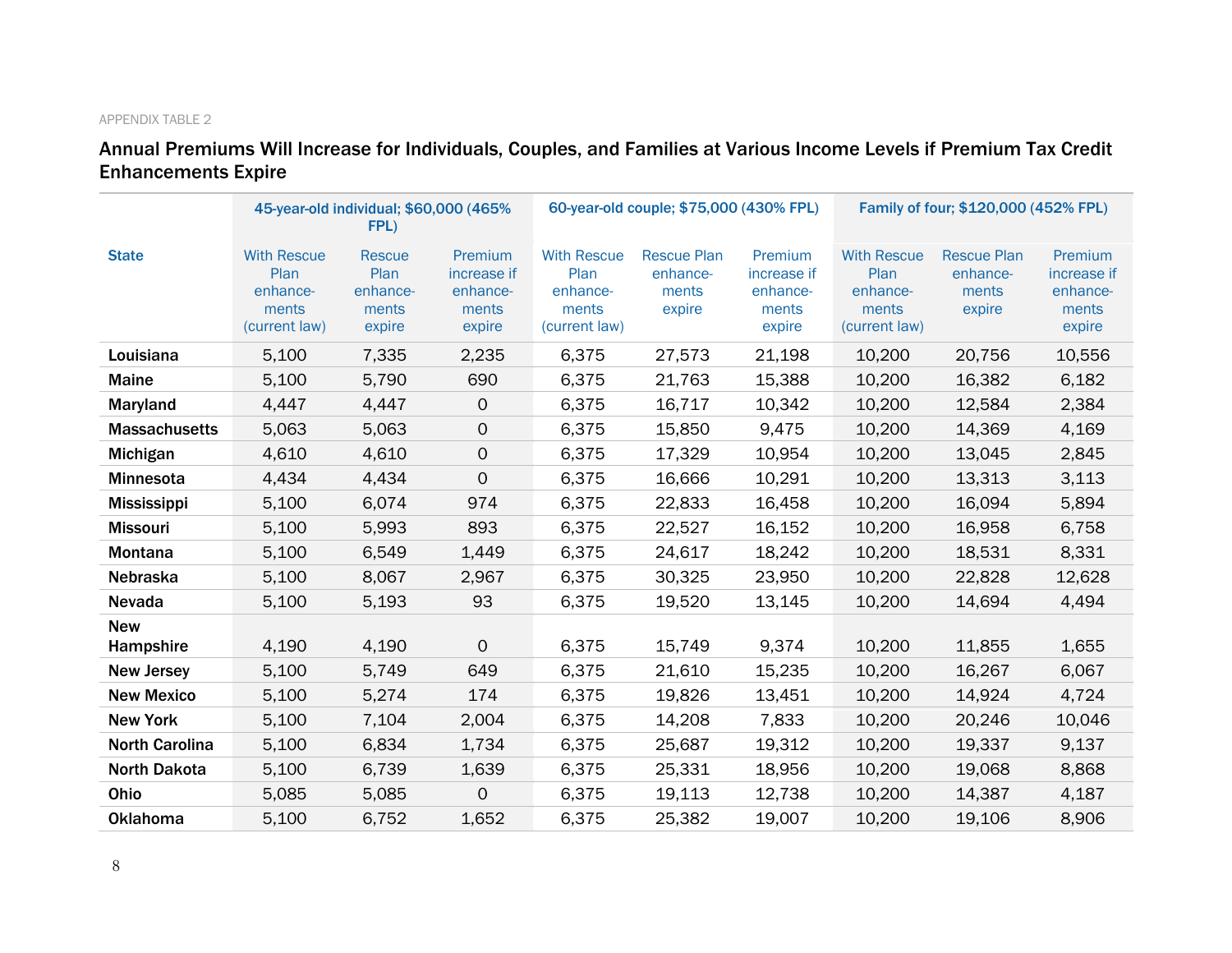APPENDIX TABLE 2

## Annual Premiums Will Increase for Individuals, Couples, and Families at Various Income Levels if Premium Tax Credit Enhancements Expire

| | 45-year-old individual; $60,000 (465% FPL) | | | 60-year-old couple; $75,000 (430% FPL) | | | Family of four; $120,000 (452% FPL) | | |
|---|---|---|---|---|---|---|---|---|---|
| **State** | With Rescue Plan enhancements (current law) | Rescue Plan enhancements expire | Premium increase if enhancements expire | With Rescue Plan enhancements (current law) | Rescue Plan enhancements expire | Premium increase if enhancements expire | With Rescue Plan enhancements (current law) | Rescue Plan enhancements expire | Premium increase if enhancements expire |
| **Louisiana** | 5,100 | 7,335 | 2,235 | 6,375 | 27,573 | 21,198 | 10,200 | 20,756 | 10,556 |
| **Maine** | 5,100 | 5,790 | 690 | 6,375 | 21,763 | 15,388 | 10,200 | 16,382 | 6,182 |
| **Maryland** | 4,447 | 4,447 | 0 | 6,375 | 16,717 | 10,342 | 10,200 | 12,584 | 2,384 |
| **Massachusetts** | 5,063 | 5,063 | 0 | 6,375 | 15,850 | 9,475 | 10,200 | 14,369 | 4,169 |
| **Michigan** | 4,610 | 4,610 | 0 | 6,375 | 17,329 | 10,954 | 10,200 | 13,045 | 2,845 |
| **Minnesota** | 4,434 | 4,434 | 0 | 6,375 | 16,666 | 10,291 | 10,200 | 13,313 | 3,113 |
| **Mississippi** | 5,100 | 6,074 | 974 | 6,375 | 22,833 | 16,458 | 10,200 | 16,094 | 5,894 |
| **Missouri** | 5,100 | 5,993 | 893 | 6,375 | 22,527 | 16,152 | 10,200 | 16,958 | 6,758 |
| **Montana** | 5,100 | 6,549 | 1,449 | 6,375 | 24,617 | 18,242 | 10,200 | 18,531 | 8,331 |
| **Nebraska** | 5,100 | 8,067 | 2,967 | 6,375 | 30,325 | 23,950 | 10,200 | 22,828 | 12,628 |
| **Nevada** | 5,100 | 5,193 | 93 | 6,375 | 19,520 | 13,145 | 10,200 | 14,694 | 4,494 |
| **New Hampshire** | 4,190 | 4,190 | 0 | 6,375 | 15,749 | 9,374 | 10,200 | 11,855 | 1,655 |
| **New Jersey** | 5,100 | 5,749 | 649 | 6,375 | 21,610 | 15,235 | 10,200 | 16,267 | 6,067 |
| **New Mexico** | 5,100 | 5,274 | 174 | 6,375 | 19,826 | 13,451 | 10,200 | 14,924 | 4,724 |
| **New York** | 5,100 | 7,104 | 2,004 | 6,375 | 14,208 | 7,833 | 10,200 | 20,246 | 10,046 |
| **North Carolina** | 5,100 | 6,834 | 1,734 | 6,375 | 25,687 | 19,312 | 10,200 | 19,337 | 9,137 |
| **North Dakota** | 5,100 | 6,739 | 1,639 | 6,375 | 25,331 | 18,956 | 10,200 | 19,068 | 8,868 |
| **Ohio** | 5,085 | 5,085 | 0 | 6,375 | 19,113 | 12,738 | 10,200 | 14,387 | 4,187 |
| **Oklahoma** | 5,100 | 6,752 | 1,652 | 6,375 | 25,382 | 19,007 | 10,200 | 19,106 | 8,906 |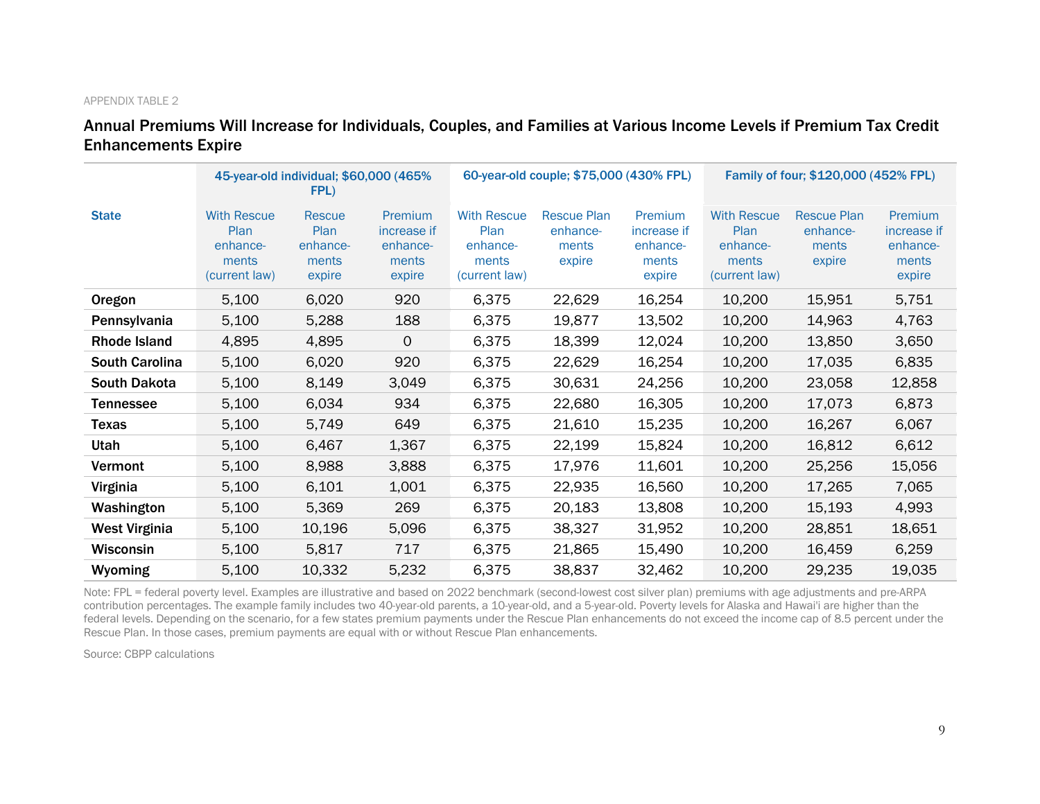APPENDIX TABLE 2

## Annual Premiums Will Increase for Individuals, Couples, and Families at Various Income Levels if Premium Tax Credit Enhancements Expire

| State | 45-year-old individual; $60,000 (465% FPL) | | | 60-year-old couple; $75,000 (430% FPL) | | | Family of four; $120,000 (452% FPL) | | |
|---|---|---|---|---|---|---|---|---|---|
| | With Rescue Plan enhance-ments (current law) | Rescue Plan enhance-ments expire | Premium increase if enhance-ments expire | With Rescue Plan enhance-ments (current law) | Rescue Plan enhance-ments expire | Premium increase if enhance-ments expire | With Rescue Plan enhance-ments (current law) | Rescue Plan enhance-ments expire | Premium increase if enhance-ments expire |
| **Oregon** | 5,100 | 6,020 | 920 | 6,375 | 22,629 | 16,254 | 10,200 | 15,951 | 5,751 |
| **Pennsylvania** | 5,100 | 5,288 | 188 | 6,375 | 19,877 | 13,502 | 10,200 | 14,963 | 4,763 |
| **Rhode Island** | 4,895 | 4,895 | 0 | 6,375 | 18,399 | 12,024 | 10,200 | 13,850 | 3,650 |
| **South Carolina** | 5,100 | 6,020 | 920 | 6,375 | 22,629 | 16,254 | 10,200 | 17,035 | 6,835 |
| **South Dakota** | 5,100 | 8,149 | 3,049 | 6,375 | 30,631 | 24,256 | 10,200 | 23,058 | 12,858 |
| **Tennessee** | 5,100 | 6,034 | 934 | 6,375 | 22,680 | 16,305 | 10,200 | 17,073 | 6,873 |
| **Texas** | 5,100 | 5,749 | 649 | 6,375 | 21,610 | 15,235 | 10,200 | 16,267 | 6,067 |
| **Utah** | 5,100 | 6,467 | 1,367 | 6,375 | 22,199 | 15,824 | 10,200 | 16,812 | 6,612 |
| **Vermont** | 5,100 | 8,988 | 3,888 | 6,375 | 17,976 | 11,601 | 10,200 | 25,256 | 15,056 |
| **Virginia** | 5,100 | 6,101 | 1,001 | 6,375 | 22,935 | 16,560 | 10,200 | 17,265 | 7,065 |
| **Washington** | 5,100 | 5,369 | 269 | 6,375 | 20,183 | 13,808 | 10,200 | 15,193 | 4,993 |
| **West Virginia** | 5,100 | 10,196 | 5,096 | 6,375 | 38,327 | 31,952 | 10,200 | 28,851 | 18,651 |
| **Wisconsin** | 5,100 | 5,817 | 717 | 6,375 | 21,865 | 15,490 | 10,200 | 16,459 | 6,259 |
| **Wyoming** | 5,100 | 10,332 | 5,232 | 6,375 | 38,837 | 32,462 | 10,200 | 29,235 | 19,035 |

Note: FPL = federal poverty level. Examples are illustrative and based on 2022 benchmark (second-lowest cost silver plan) premiums with age adjustments and pre-ARPA contribution percentages. The example family includes two 40-year-old parents, a 10-year-old, and a 5-year-old. Poverty levels for Alaska and Hawai'i are higher than the federal levels. Depending on the scenario, for a few states premium payments under the Rescue Plan enhancements do not exceed the income cap of 8.5 percent under the Rescue Plan. In those cases, premium payments are equal with or without Rescue Plan enhancements.

Source: CBPP calculations